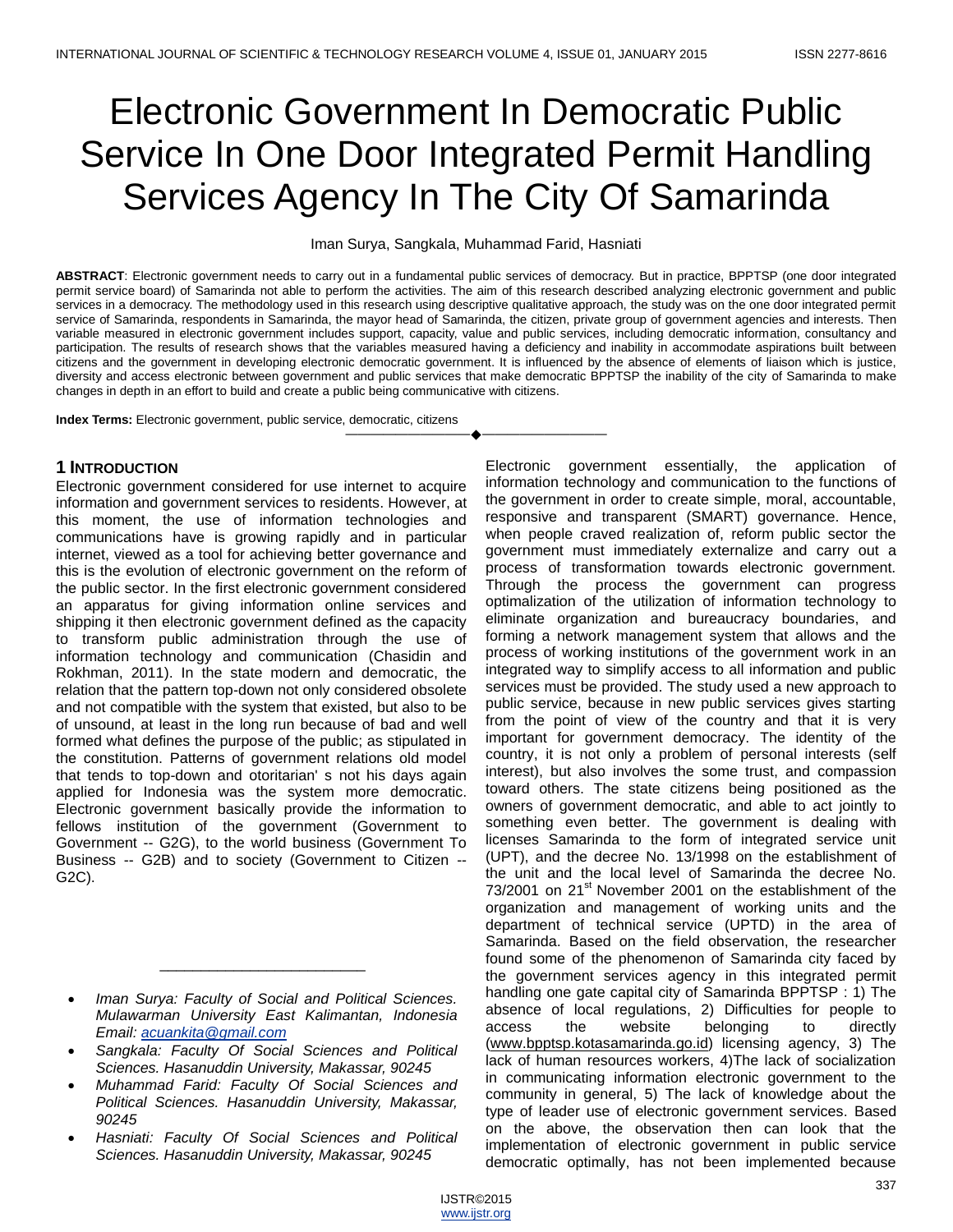# Electronic Government In Democratic Public Service In One Door Integrated Permit Handling Services Agency In The City Of Samarinda

Iman Surya, Sangkala, Muhammad Farid, Hasniati

**ABSTRACT**: Electronic government needs to carry out in a fundamental public services of democracy. But in practice, BPPTSP (one door integrated permit service board) of Samarinda not able to perform the activities. The aim of this research described analyzing electronic government and public services in a democracy. The methodology used in this research using descriptive qualitative approach, the study was on the one door integrated permit service of Samarinda, respondents in Samarinda, the mayor head of Samarinda, the citizen, private group of government agencies and interests. Then variable measured in electronic government includes support, capacity, value and public services, including democratic information, consultancy and participation. The results of research shows that the variables measured having a deficiency and inability in accommodate aspirations built between citizens and the government in developing electronic democratic government. It is influenced by the absence of elements of liaison which is justice, diversity and access electronic between government and public services that make democratic BPPTSP the inability of the city of Samarinda to make changes in depth in an effort to build and create a public being communicative with citizens.

**Index Terms:** Electronic government, public service, democratic, citizens

---

- *Iman Surya: Faculty of Social and Political Sciences. Mulawarman University East Kalimantan, Indonesia Email: acuankita@gmail.com*
- *Sangkala: Faculty Of Social Sciences and Political Sciences. Hasanuddin University, Makassar, 90245*
- *Muhammad Farid: Faculty Of Social Sciences and Political Sciences. Hasanuddin University, Makassar, 90245*
- *Hasniati: Faculty Of Social Sciences and Political Sciences. Hasanuddin University, Makassar, 90245*

## 1 Introduction

Electronic government considered for use internet to acquire information and government services to residents. However, at this moment, the use of information technologies and communications have is growing rapidly and in particular internet, viewed as a tool for achieving better governance and this is the evolution of electronic government on the reform of the public sector. In the first electronic government considered an apparatus for giving information online services and shipping it then electronic government defined as the capacity to transform public administration through the use of information technology and communication (Chasidin and Rokhman, 2011). In the state modern and democratic, the relation that the pattern top-down not only considered obsolete and not compatible with the system that existed, but also to be of unsound, at least in the long run because of bad and well formed what defines the purpose of the public; as stipulated in the constitution. Patterns of government relations old model that tends to top-down and otoritarian' s not his days again applied for Indonesia was the system more democratic. Electronic government basically provide the information to fellows institution of the government (Government to Government -- G2G), to the world business (Government To Business -- G2B) and to society (Government to Citizen -- G2C).

Electronic government essentially, the application of information technology and communication to the functions of the government in order to create simple, moral, accountable, responsive and transparent (SMART) governance. Hence, when people craved realization of, reform public sector the government must immediately externalize and carry out a process of transformation towards electronic government. Through the process the government can progress optimalization of the utilization of information technology to eliminate organization and bureaucracy boundaries, and forming a network management system that allows and the process of working institutions of the government work in an integrated way to simplify access to all information and public services must be provided. The study used a new approach to public service, because in new public services gives starting from the point of view of the country and that it is very important for government democracy. The identity of the country, it is not only a problem of personal interests (self interest), but also involves the some trust, and compassion toward others. The state citizens being positioned as the owners of government democratic, and able to act jointly to something even better. The government is dealing with licenses Samarinda to the form of integrated service unit (UPT), and the decree No. 13/1998 on the establishment of the unit and the local level of Samarinda the decree No. 73/2001 on 21st November 2001 on the establishment of the organization and management of working units and the department of technical service (UPTD) in the area of Samarinda. Based on the field observation, the researcher found some of the phenomenon of Samarinda city faced by the government services agency in this integrated permit handling one gate capital city of Samarinda BPPTSP : 1) The absence of local regulations, 2) Difficulties for people to access the website belonging to directly (www.bpptsp.kotasamarinda.go.id) licensing agency, 3) The lack of human resources workers, 4)The lack of socialization in communicating information electronic government to the community in general, 5) The lack of knowledge about the type of leader use of electronic government services. Based on the above, the observation then can look that the implementation of electronic government in public service democratic optimally, has not been implemented because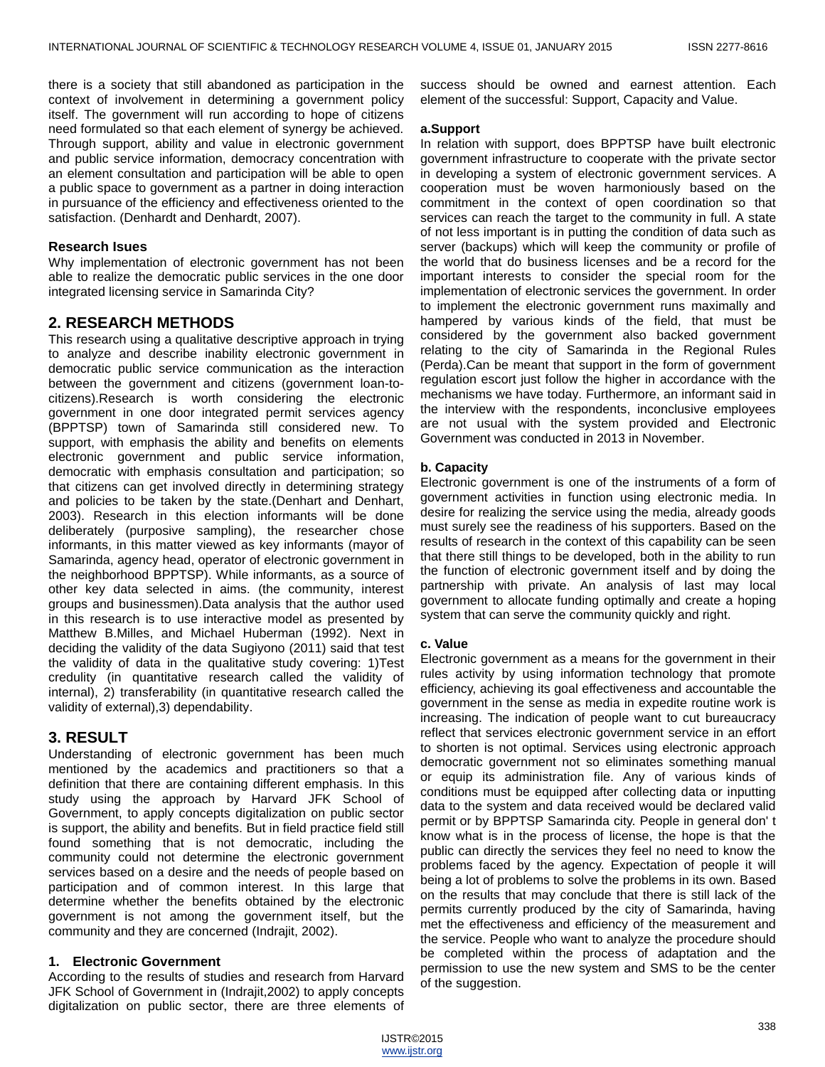there is a society that still abandoned as participation in the context of involvement in determining a government policy itself. The government will run according to hope of citizens need formulated so that each element of synergy be achieved. Through support, ability and value in electronic government and public service information, democracy concentration with an element consultation and participation will be able to open a public space to government as a partner in doing interaction in pursuance of the efficiency and effectiveness oriented to the satisfaction. (Denhardt and Denhardt, 2007).

### Research Isues

Why implementation of electronic government has not been able to realize the democratic public services in the one door integrated licensing service in Samarinda City?

## 2. RESEARCH METHODS

This research using a qualitative descriptive approach in trying to analyze and describe inability electronic government in democratic public service communication as the interaction between the government and citizens (government loan-to-citizens).Research is worth considering the electronic government in one door integrated permit services agency (BPPTSP) town of Samarinda still considered new. To support, with emphasis the ability and benefits on elements electronic government and public service information, democratic with emphasis consultation and participation; so that citizens can get involved directly in determining strategy and policies to be taken by the state.(Denhart and Denhart, 2003). Research in this election informants will be done deliberately (purposive sampling), the researcher chose informants, in this matter viewed as key informants (mayor of Samarinda, agency head, operator of electronic government in the neighborhood BPPTSP). While informants, as a source of other key data selected in aims. (the community, interest groups and businessmen).Data analysis that the author used in this research is to use interactive model as presented by Matthew B.Milles, and Michael Huberman (1992). Next in deciding the validity of the data Sugiyono (2011) said that test the validity of data in the qualitative study covering: 1)Test credulity (in quantitative research called the validity of internal), 2) transferability (in quantitative research called the validity of external),3) dependability.

## 3. RESULT

Understanding of electronic government has been much mentioned by the academics and practitioners so that a definition that there are containing different emphasis. In this study using the approach by Harvard JFK School of Government, to apply concepts digitalization on public sector is support, the ability and benefits. But in field practice field still found something that is not democratic, including the community could not determine the electronic government services based on a desire and the needs of people based on participation and of common interest. In this large that determine whether the benefits obtained by the electronic government is not among the government itself, but the community and they are concerned (Indrajit, 2002).

### 1. Electronic Government

According to the results of studies and research from Harvard JFK School of Government in (Indrajit,2002) to apply concepts digitalization on public sector, there are three elements of success should be owned and earnest attention. Each element of the successful: Support, Capacity and Value.

#### a.Support

In relation with support, does BPPTSP have built electronic government infrastructure to cooperate with the private sector in developing a system of electronic government services. A cooperation must be woven harmoniously based on the commitment in the context of open coordination so that services can reach the target to the community in full. A state of not less important is in putting the condition of data such as server (backups) which will keep the community or profile of the world that do business licenses and be a record for the important interests to consider the special room for the implementation of electronic services the government. In order to implement the electronic government runs maximally and hampered by various kinds of the field, that must be considered by the government also backed government relating to the city of Samarinda in the Regional Rules (Perda).Can be meant that support in the form of government regulation escort just follow the higher in accordance with the mechanisms we have today. Furthermore, an informant said in the interview with the respondents, inconclusive employees are not usual with the system provided and Electronic Government was conducted in 2013 in November.

#### b. Capacity

Electronic government is one of the instruments of a form of government activities in function using electronic media. In desire for realizing the service using the media, already goods must surely see the readiness of his supporters. Based on the results of research in the context of this capability can be seen that there still things to be developed, both in the ability to run the function of electronic government itself and by doing the partnership with private. An analysis of last may local government to allocate funding optimally and create a hoping system that can serve the community quickly and right.

#### c. Value

Electronic government as a means for the government in their rules activity by using information technology that promote efficiency, achieving its goal effectiveness and accountable the government in the sense as media in expedite routine work is increasing. The indication of people want to cut bureaucracy reflect that services electronic government service in an effort to shorten is not optimal. Services using electronic approach democratic government not so eliminates something manual or equip its administration file. Any of various kinds of conditions must be equipped after collecting data or inputting data to the system and data received would be declared valid permit or by BPPTSP Samarinda city. People in general don' t know what is in the process of license, the hope is that the public can directly the services they feel no need to know the problems faced by the agency. Expectation of people it will being a lot of problems to solve the problems in its own. Based on the results that may conclude that there is still lack of the permits currently produced by the city of Samarinda, having met the effectiveness and efficiency of the measurement and the service. People who want to analyze the procedure should be completed within the process of adaptation and the permission to use the new system and SMS to be the center of the suggestion.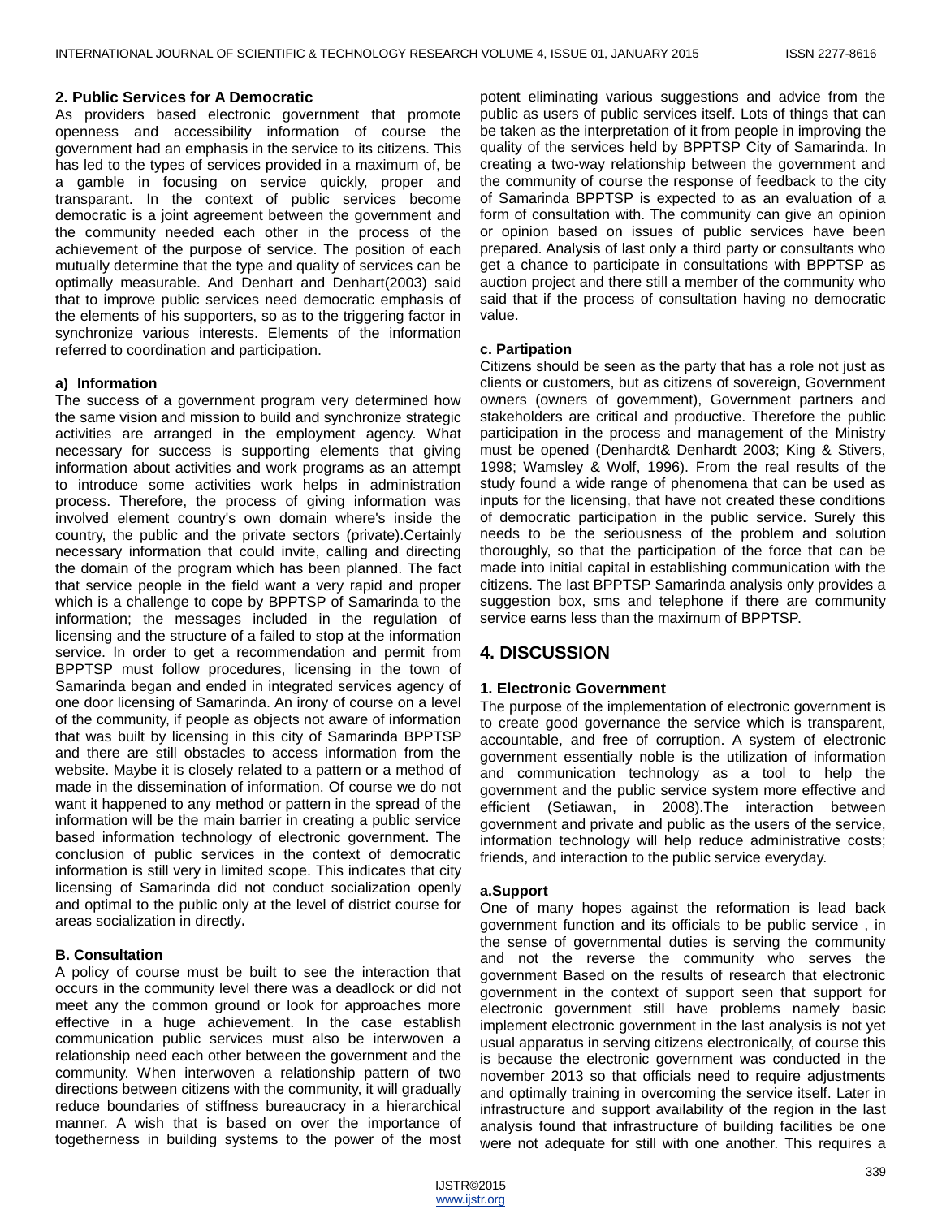## 2. Public Services for A Democratic

As providers based electronic government that promote openness and accessibility information of course the government had an emphasis in the service to its citizens. This has led to the types of services provided in a maximum of, be a gamble in focusing on service quickly, proper and transparant. In the context of public services become democratic is a joint agreement between the government and the community needed each other in the process of the achievement of the purpose of service. The position of each mutually determine that the type and quality of services can be optimally measurable. And Denhart and Denhart(2003) said that to improve public services need democratic emphasis of the elements of his supporters, so as to the triggering factor in synchronize various interests. Elements of the information referred to coordination and participation.

### a) Information

The success of a government program very determined how the same vision and mission to build and synchronize strategic activities are arranged in the employment agency. What necessary for success is supporting elements that giving information about activities and work programs as an attempt to introduce some activities work helps in administration process. Therefore, the process of giving information was involved element country's own domain where's inside the country, the public and the private sectors (private).Certainly necessary information that could invite, calling and directing the domain of the program which has been planned. The fact that service people in the field want a very rapid and proper which is a challenge to cope by BPPTSP of Samarinda to the information; the messages included in the regulation of licensing and the structure of a failed to stop at the information service. In order to get a recommendation and permit from BPPTSP must follow procedures, licensing in the town of Samarinda began and ended in integrated services agency of one door licensing of Samarinda. An irony of course on a level of the community, if people as objects not aware of information that was built by licensing in this city of Samarinda BPPTSP and there are still obstacles to access information from the website. Maybe it is closely related to a pattern or a method of made in the dissemination of information. Of course we do not want it happened to any method or pattern in the spread of the information will be the main barrier in creating a public service based information technology of electronic government. The conclusion of public services in the context of democratic information is still very in limited scope. This indicates that city licensing of Samarinda did not conduct socialization openly and optimal to the public only at the level of district course for areas socialization in directly**.**

### B. Consultation

A policy of course must be built to see the interaction that occurs in the community level there was a deadlock or did not meet any the common ground or look for approaches more effective in a huge achievement. In the case establish communication public services must also be interwoven a relationship need each other between the government and the community. When interwoven a relationship pattern of two directions between citizens with the community, it will gradually reduce boundaries of stiffness bureaucracy in a hierarchical manner. A wish that is based on over the importance of togetherness in building systems to the power of the most potent eliminating various suggestions and advice from the public as users of public services itself. Lots of things that can be taken as the interpretation of it from people in improving the quality of the services held by BPPTSP City of Samarinda. In creating a two-way relationship between the government and the community of course the response of feedback to the city of Samarinda BPPTSP is expected to as an evaluation of a form of consultation with. The community can give an opinion or opinion based on issues of public services have been prepared. Analysis of last only a third party or consultants who get a chance to participate in consultations with BPPTSP as auction project and there still a member of the community who said that if the process of consultation having no democratic value.

### c. Partipation

Citizens should be seen as the party that has a role not just as clients or customers, but as citizens of sovereign, Government owners (owners of govemment), Government partners and stakeholders are critical and productive. Therefore the public participation in the process and management of the Ministry must be opened (Denhardt& Denhardt 2003; King & Stivers, 1998; Wamsley & Wolf, 1996). From the real results of the study found a wide range of phenomena that can be used as inputs for the licensing, that have not created these conditions of democratic participation in the public service. Surely this needs to be the seriousness of the problem and solution thoroughly, so that the participation of the force that can be made into initial capital in establishing communication with the citizens. The last BPPTSP Samarinda analysis only provides a suggestion box, sms and telephone if there are community service earns less than the maximum of BPPTSP.

# 4. DISCUSSION

## 1. Electronic Government

The purpose of the implementation of electronic government is to create good governance the service which is transparent, accountable, and free of corruption. A system of electronic government essentially noble is the utilization of information and communication technology as a tool to help the government and the public service system more effective and efficient (Setiawan, in 2008).The interaction between government and private and public as the users of the service, information technology will help reduce administrative costs; friends, and interaction to the public service everyday.

### a.Support

One of many hopes against the reformation is lead back government function and its officials to be public service , in the sense of governmental duties is serving the community and not the reverse the community who serves the government Based on the results of research that electronic government in the context of support seen that support for electronic government still have problems namely basic implement electronic government in the last analysis is not yet usual apparatus in serving citizens electronically, of course this is because the electronic government was conducted in the november 2013 so that officials need to require adjustments and optimally training in overcoming the service itself. Later in infrastructure and support availability of the region in the last analysis found that infrastructure of building facilities be one were not adequate for still with one another. This requires a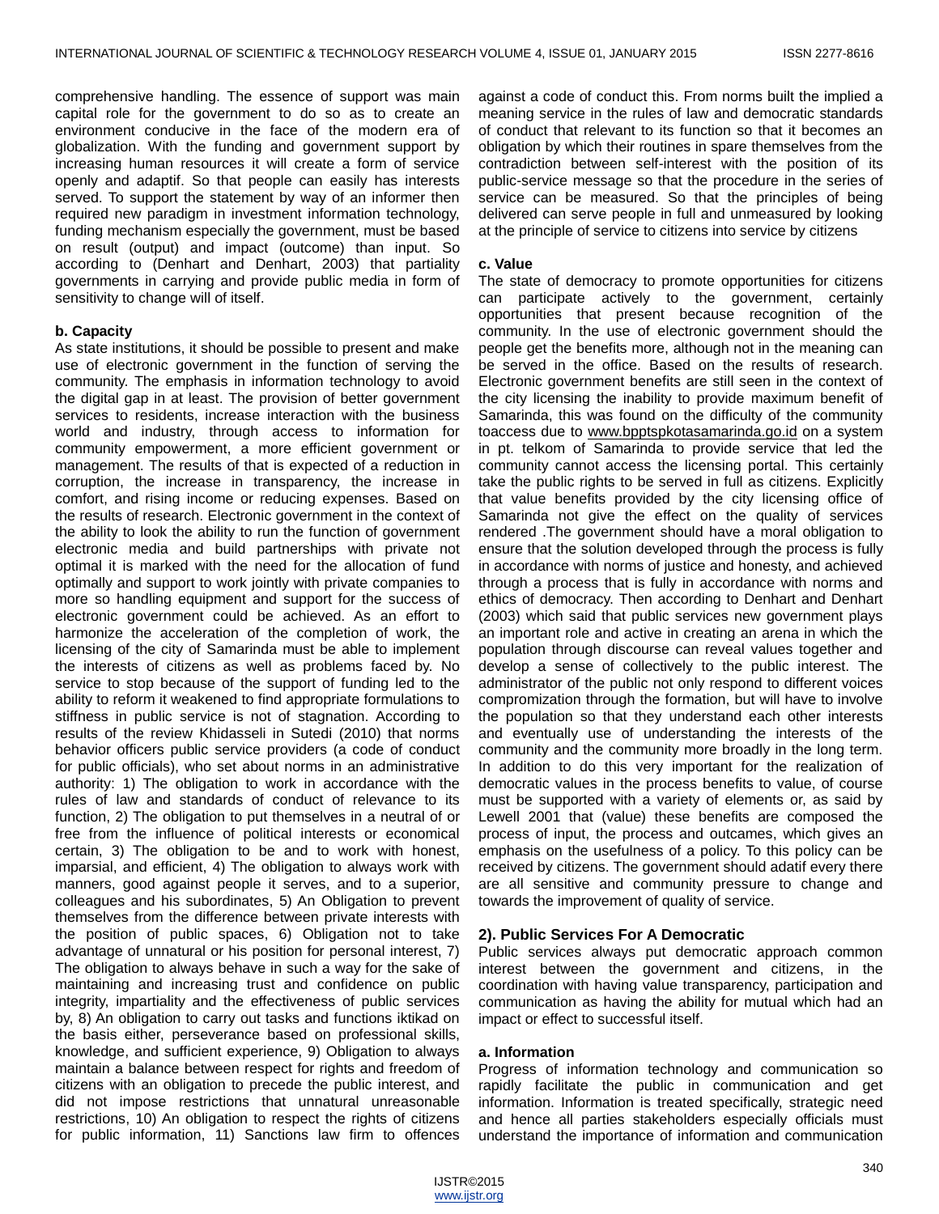comprehensive handling. The essence of support was main capital role for the government to do so as to create an environment conducive in the face of the modern era of globalization. With the funding and government support by increasing human resources it will create a form of service openly and adaptif. So that people can easily has interests served. To support the statement by way of an informer then required new paradigm in investment information technology, funding mechanism especially the government, must be based on result (output) and impact (outcome) than input. So according to (Denhart and Denhart, 2003) that partiality governments in carrying and provide public media in form of sensitivity to change will of itself.

**b. Capacity**

As state institutions, it should be possible to present and make use of electronic government in the function of serving the community. The emphasis in information technology to avoid the digital gap in at least. The provision of better government services to residents, increase interaction with the business world and industry, through access to information for community empowerment, a more efficient government or management. The results of that is expected of a reduction in corruption, the increase in transparency, the increase in comfort, and rising income or reducing expenses. Based on the results of research. Electronic government in the context of the ability to look the ability to run the function of government electronic media and build partnerships with private not optimal it is marked with the need for the allocation of fund optimally and support to work jointly with private companies to more so handling equipment and support for the success of electronic government could be achieved. As an effort to harmonize the acceleration of the completion of work, the licensing of the city of Samarinda must be able to implement the interests of citizens as well as problems faced by. No service to stop because of the support of funding led to the ability to reform it weakened to find appropriate formulations to stiffness in public service is not of stagnation. According to results of the review Khidasseli in Sutedi (2010) that norms behavior officers public service providers (a code of conduct for public officials), who set about norms in an administrative authority: 1) The obligation to work in accordance with the rules of law and standards of conduct of relevance to its function, 2) The obligation to put themselves in a neutral of or free from the influence of political interests or economical certain, 3) The obligation to be and to work with honest, imparsial, and efficient, 4) The obligation to always work with manners, good against people it serves, and to a superior, colleagues and his subordinates, 5) An Obligation to prevent themselves from the difference between private interests with the position of public spaces, 6) Obligation not to take advantage of unnatural or his position for personal interest, 7) The obligation to always behave in such a way for the sake of maintaining and increasing trust and confidence on public integrity, impartiality and the effectiveness of public services by, 8) An obligation to carry out tasks and functions iktikad on the basis either, perseverance based on professional skills, knowledge, and sufficient experience, 9) Obligation to always maintain a balance between respect for rights and freedom of citizens with an obligation to precede the public interest, and did not impose restrictions that unnatural unreasonable restrictions, 10) An obligation to respect the rights of citizens for public information, 11) Sanctions law firm to offences against a code of conduct this. From norms built the implied a meaning service in the rules of law and democratic standards of conduct that relevant to its function so that it becomes an obligation by which their routines in spare themselves from the contradiction between self-interest with the position of its public-service message so that the procedure in the series of service can be measured. So that the principles of being delivered can serve people in full and unmeasured by looking at the principle of service to citizens into service by citizens

**c. Value**

The state of democracy to promote opportunities for citizens can participate actively to the government, certainly opportunities that present because recognition of the community. In the use of electronic government should the people get the benefits more, although not in the meaning can be served in the office. Based on the results of research. Electronic government benefits are still seen in the context of the city licensing the inability to provide maximum benefit of Samarinda, this was found on the difficulty of the community toaccess due to www.bpptspkotasamarinda.go.id on a system in pt. telkom of Samarinda to provide service that led the community cannot access the licensing portal. This certainly take the public rights to be served in full as citizens. Explicitly that value benefits provided by the city licensing office of Samarinda not give the effect on the quality of services rendered .The government should have a moral obligation to ensure that the solution developed through the process is fully in accordance with norms of justice and honesty, and achieved through a process that is fully in accordance with norms and ethics of democracy. Then according to Denhart and Denhart (2003) which said that public services new government plays an important role and active in creating an arena in which the population through discourse can reveal values together and develop a sense of collectively to the public interest. The administrator of the public not only respond to different voices compromization through the formation, but will have to involve the population so that they understand each other interests and eventually use of understanding the interests of the community and the community more broadly in the long term. In addition to do this very important for the realization of democratic values in the process benefits to value, of course must be supported with a variety of elements or, as said by Lewell 2001 that (value) these benefits are composed the process of input, the process and outcames, which gives an emphasis on the usefulness of a policy. To this policy can be received by citizens. The government should adatif every there are all sensitive and community pressure to change and towards the improvement of quality of service.

### 2). Public Services For A Democratic

Public services always put democratic approach common interest between the government and citizens, in the coordination with having value transparency, participation and communication as having the ability for mutual which had an impact or effect to successful itself.

**a. Information**

Progress of information technology and communication so rapidly facilitate the public in communication and get information. Information is treated specifically, strategic need and hence all parties stakeholders especially officials must understand the importance of information and communication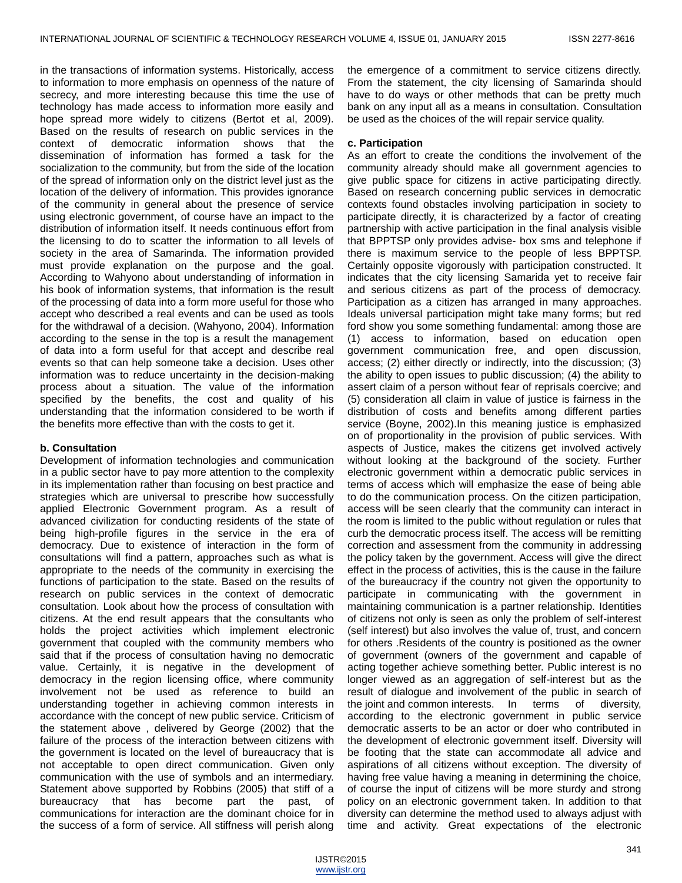in the transactions of information systems. Historically, access to information to more emphasis on openness of the nature of secrecy, and more interesting because this time the use of technology has made access to information more easily and hope spread more widely to citizens (Bertot et al, 2009). Based on the results of research on public services in the context of democratic information shows that the dissemination of information has formed a task for the socialization to the community, but from the side of the location of the spread of information only on the district level just as the location of the delivery of information. This provides ignorance of the community in general about the presence of service using electronic government, of course have an impact to the distribution of information itself. It needs continuous effort from the licensing to do to scatter the information to all levels of society in the area of Samarinda. The information provided must provide explanation on the purpose and the goal. According to Wahyono about understanding of information in his book of information systems, that information is the result of the processing of data into a form more useful for those who accept who described a real events and can be used as tools for the withdrawal of a decision. (Wahyono, 2004). Information according to the sense in the top is a result the management of data into a form useful for that accept and describe real events so that can help someone take a decision. Uses other information was to reduce uncertainty in the decision-making process about a situation. The value of the information specified by the benefits, the cost and quality of his understanding that the information considered to be worth if the benefits more effective than with the costs to get it.

**b. Consultation**

Development of information technologies and communication in a public sector have to pay more attention to the complexity in its implementation rather than focusing on best practice and strategies which are universal to prescribe how successfully applied Electronic Government program. As a result of advanced civilization for conducting residents of the state of being high-profile figures in the service in the era of democracy. Due to existence of interaction in the form of consultations will find a pattern, approaches such as what is appropriate to the needs of the community in exercising the functions of participation to the state. Based on the results of research on public services in the context of democratic consultation. Look about how the process of consultation with citizens. At the end result appears that the consultants who holds the project activities which implement electronic government that coupled with the community members who said that if the process of consultation having no democratic value. Certainly, it is negative in the development of democracy in the region licensing office, where community involvement not be used as reference to build an understanding together in achieving common interests in accordance with the concept of new public service. Criticism of the statement above , delivered by George (2002) that the failure of the process of the interaction between citizens with the government is located on the level of bureaucracy that is not acceptable to open direct communication. Given only communication with the use of symbols and an intermediary. Statement above supported by Robbins (2005) that stiff of a bureaucracy that has become part the past, of communications for interaction are the dominant choice for in the success of a form of service. All stiffness will perish along the emergence of a commitment to service citizens directly. From the statement, the city licensing of Samarinda should have to do ways or other methods that can be pretty much bank on any input all as a means in consultation. Consultation be used as the choices of the will repair service quality.

**c. Participation**

As an effort to create the conditions the involvement of the community already should make all government agencies to give public space for citizens in active participating directly. Based on research concerning public services in democratic contexts found obstacles involving participation in society to participate directly, it is characterized by a factor of creating partnership with active participation in the final analysis visible that BPPTSP only provides advise- box sms and telephone if there is maximum service to the people of less BPPTSP. Certainly opposite vigorously with participation constructed. It indicates that the city licensing Samarida yet to receive fair and serious citizens as part of the process of democracy. Participation as a citizen has arranged in many approaches. Ideals universal participation might take many forms; but red ford show you some something fundamental: among those are (1) access to information, based on education open government communication free, and open discussion, access; (2) either directly or indirectly, into the discussion; (3) the ability to open issues to public discussion; (4) the ability to assert claim of a person without fear of reprisals coercive; and (5) consideration all claim in value of justice is fairness in the distribution of costs and benefits among different parties service (Boyne, 2002).In this meaning justice is emphasized on of proportionality in the provision of public services. With aspects of Justice, makes the citizens get involved actively without looking at the background of the society. Further electronic government within a democratic public services in terms of access which will emphasize the ease of being able to do the communication process. On the citizen participation, access will be seen clearly that the community can interact in the room is limited to the public without regulation or rules that curb the democratic process itself. The access will be remitting correction and assessment from the community in addressing the policy taken by the government. Access will give the direct effect in the process of activities, this is the cause in the failure of the bureaucracy if the country not given the opportunity to participate in communicating with the government in maintaining communication is a partner relationship. Identities of citizens not only is seen as only the problem of self-interest (self interest) but also involves the value of, trust, and concern for others .Residents of the country is positioned as the owner of government (owners of the government and capable of acting together achieve something better. Public interest is no longer viewed as an aggregation of self-interest but as the result of dialogue and involvement of the public in search of the joint and common interests. In terms of diversity, according to the electronic government in public service democratic asserts to be an actor or doer who contributed in the development of electronic government itself. Diversity will be footing that the state can accommodate all advice and aspirations of all citizens without exception. The diversity of having free value having a meaning in determining the choice, of course the input of citizens will be more sturdy and strong policy on an electronic government taken. In addition to that diversity can determine the method used to always adjust with time and activity. Great expectations of the electronic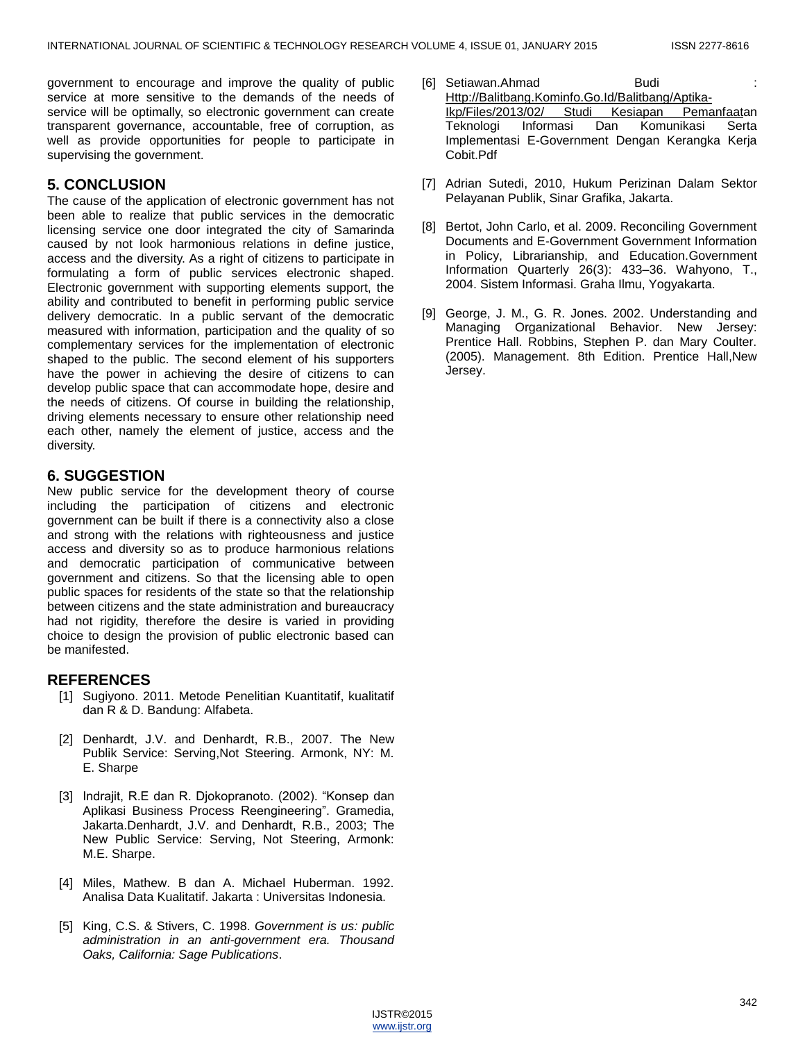government to encourage and improve the quality of public service at more sensitive to the demands of the needs of service will be optimally, so electronic government can create transparent governance, accountable, free of corruption, as well as provide opportunities for people to participate in supervising the government.

## 5. CONCLUSION

The cause of the application of electronic government has not been able to realize that public services in the democratic licensing service one door integrated the city of Samarinda caused by not look harmonious relations in define justice, access and the diversity. As a right of citizens to participate in formulating a form of public services electronic shaped. Electronic government with supporting elements support, the ability and contributed to benefit in performing public service delivery democratic. In a public servant of the democratic measured with information, participation and the quality of so complementary services for the implementation of electronic shaped to the public. The second element of his supporters have the power in achieving the desire of citizens to can develop public space that can accommodate hope, desire and the needs of citizens. Of course in building the relationship, driving elements necessary to ensure other relationship need each other, namely the element of justice, access and the diversity.

## 6. SUGGESTION

New public service for the development theory of course including the participation of citizens and electronic government can be built if there is a connectivity also a close and strong with the relations with righteousness and justice access and diversity so as to produce harmonious relations and democratic participation of communicative between government and citizens. So that the licensing able to open public spaces for residents of the state so that the relationship between citizens and the state administration and bureaucracy had not rigidity, therefore the desire is varied in providing choice to design the provision of public electronic based can be manifested.

## REFERENCES

[1] Sugiyono. 2011. Metode Penelitian Kuantitatif, kualitatif dan R & D. Bandung: Alfabeta.

[2] Denhardt, J.V. and Denhardt, R.B., 2007. The New Publik Service: Serving,Not Steering. Armonk, NY: M. E. Sharpe

[3] Indrajit, R.E dan R. Djokopranoto. (2002). "Konsep dan Aplikasi Business Process Reengineering". Gramedia, Jakarta.Denhardt, J.V. and Denhardt, R.B., 2003; The New Public Service: Serving, Not Steering, Armonk: M.E. Sharpe.

[4] Miles, Mathew. B dan A. Michael Huberman. 1992. Analisa Data Kualitatif. Jakarta : Universitas Indonesia.

[5] King, C.S. & Stivers, C. 1998. *Government is us: public administration in an anti-government era. Thousand Oaks, California: Sage Publications*.

[6] Setiawan.Ahmad Budi : Http://Balitbang.Kominfo.Go.Id/Balitbang/Aptika-Ikp/Files/2013/02/ Studi Kesiapan Pemanfaatan Teknologi Informasi Dan Komunikasi Serta Implementasi E-Government Dengan Kerangka Kerja Cobit.Pdf

[7] Adrian Sutedi, 2010, Hukum Perizinan Dalam Sektor Pelayanan Publik, Sinar Grafika, Jakarta.

[8] Bertot, John Carlo, et al. 2009. Reconciling Government Documents and E-Government Government Information in Policy, Librarianship, and Education.Government Information Quarterly 26(3): 433–36. Wahyono, T., 2004. Sistem Informasi. Graha Ilmu, Yogyakarta.

[9] George, J. M., G. R. Jones. 2002. Understanding and Managing Organizational Behavior. New Jersey: Prentice Hall. Robbins, Stephen P. dan Mary Coulter. (2005). Management. 8th Edition. Prentice Hall,New Jersey.